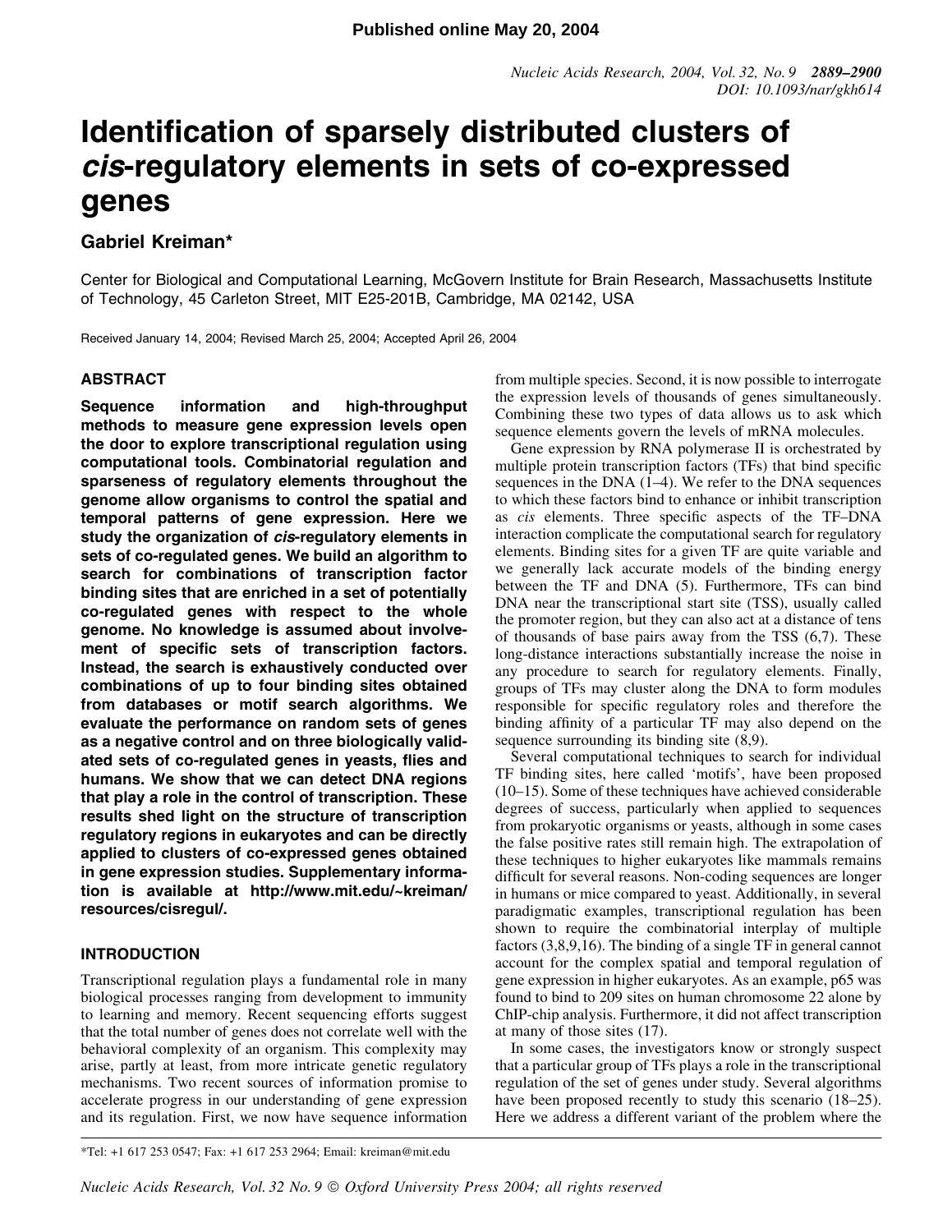Published online May 20, 2004

# Identification of sparsely distributed clusters of *cis*-regulatory elements in sets of co-expressed genes

**Gabriel Kreiman***

Center for Biological and Computational Learning, McGovern Institute for Brain Research, Massachusetts Institute of Technology, 45 Carleton Street, MIT E25-201B, Cambridge, MA 02142, USA

Received January 14, 2004; Revised March 25, 2004; Accepted April 26, 2004

## ABSTRACT

**Sequence information and high-throughput methods to measure gene expression levels open the door to explore transcriptional regulation using computational tools. Combinatorial regulation and sparseness of regulatory elements throughout the genome allow organisms to control the spatial and temporal patterns of gene expression. Here we study the organization of *cis*-regulatory elements in sets of co-regulated genes. We build an algorithm to search for combinations of transcription factor binding sites that are enriched in a set of potentially co-regulated genes with respect to the whole genome. No knowledge is assumed about involvement of specific sets of transcription factors. Instead, the search is exhaustively conducted over combinations of up to four binding sites obtained from databases or motif search algorithms. We evaluate the performance on random sets of genes as a negative control and on three biologically validated sets of co-regulated genes in yeasts, flies and humans. We show that we can detect DNA regions that play a role in the control of transcription. These results shed light on the structure of transcription regulatory regions in eukaryotes and can be directly applied to clusters of co-expressed genes obtained in gene expression studies. Supplementary information is available at http://www.mit.edu/~kreiman/resources/cisregul/.**

## INTRODUCTION

Transcriptional regulation plays a fundamental role in many biological processes ranging from development to immunity to learning and memory. Recent sequencing efforts suggest that the total number of genes does not correlate well with the behavioral complexity of an organism. This complexity may arise, partly at least, from more intricate genetic regulatory mechanisms. Two recent sources of information promise to accelerate progress in our understanding of gene expression and its regulation. First, we now have sequence information from multiple species. Second, it is now possible to interrogate the expression levels of thousands of genes simultaneously. Combining these two types of data allows us to ask which sequence elements govern the levels of mRNA molecules.

Gene expression by RNA polymerase II is orchestrated by multiple protein transcription factors (TFs) that bind specific sequences in the DNA (1–4). We refer to the DNA sequences to which these factors bind to enhance or inhibit transcription as *cis* elements. Three specific aspects of the TF–DNA interaction complicate the computational search for regulatory elements. Binding sites for a given TF are quite variable and we generally lack accurate models of the binding energy between the TF and DNA (5). Furthermore, TFs can bind DNA near the transcriptional start site (TSS), usually called the promoter region, but they can also act at a distance of tens of thousands of base pairs away from the TSS (6,7). These long-distance interactions substantially increase the noise in any procedure to search for regulatory elements. Finally, groups of TFs may cluster along the DNA to form modules responsible for specific regulatory roles and therefore the binding affinity of a particular TF may also depend on the sequence surrounding its binding site (8,9).

Several computational techniques to search for individual TF binding sites, here called 'motifs', have been proposed (10–15). Some of these techniques have achieved considerable degrees of success, particularly when applied to sequences from prokaryotic organisms or yeasts, although in some cases the false positive rates still remain high. The extrapolation of these techniques to higher eukaryotes like mammals remains difficult for several reasons. Non-coding sequences are longer in humans or mice compared to yeast. Additionally, in several paradigmatic examples, transcriptional regulation has been shown to require the combinatorial interplay of multiple factors (3,8,9,16). The binding of a single TF in general cannot account for the complex spatial and temporal regulation of gene expression in higher eukaryotes. As an example, p65 was found to bind to 209 sites on human chromosome 22 alone by ChIP-chip analysis. Furthermore, it did not affect transcription at many of those sites (17).

In some cases, the investigators know or strongly suspect that a particular group of TFs plays a role in the transcriptional regulation of the set of genes under study. Several algorithms have been proposed recently to study this scenario (18–25). Here we address a different variant of the problem where the

*Tel: +1 617 253 0547; Fax: +1 617 253 2964; Email: kreiman@mit.edu

Nucleic Acids Research, Vol. 32 No. 9 © Oxford University Press 2004; all rights reserved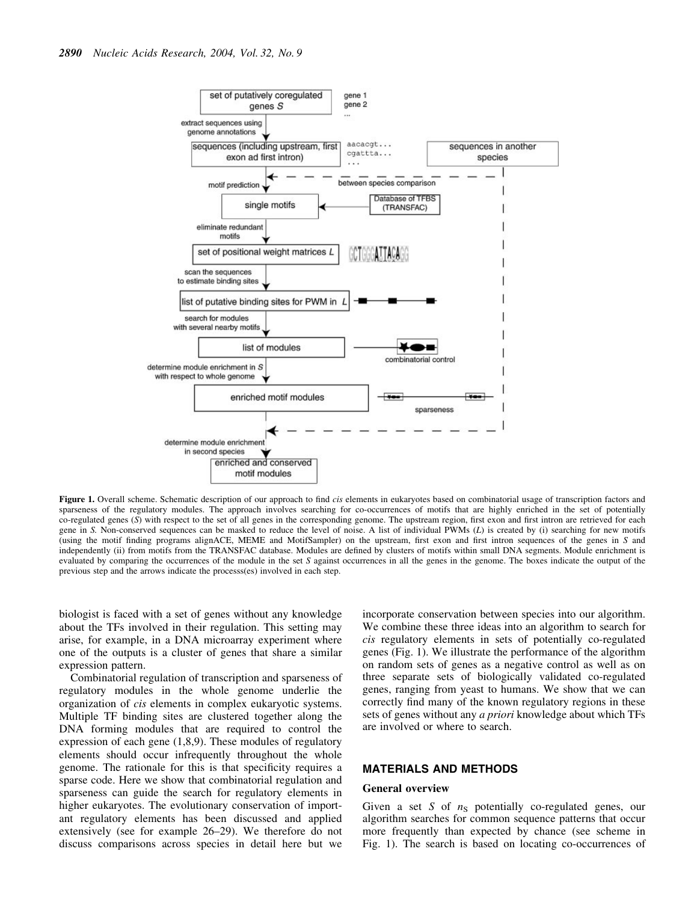**Figure 1.** Overall scheme. Schematic description of our approach to find *cis* elements in eukaryotes based on combinatorial usage of transcription factors and sparseness of the regulatory modules. The approach involves searching for co-occurrences of motifs that are highly enriched in the set of potentially co-regulated genes ($S$) with respect to the set of all genes in the corresponding genome. The upstream region, first exon and first intron are retrieved for each gene in $S$. Non-conserved sequences can be masked to reduce the level of noise. A list of individual PWMs ($L$) is created by (i) searching for new motifs (using the motif finding programs alignACE, MEME and MotifSampler) on the upstream, first exon and first intron sequences of the genes in $S$ and independently (ii) from motifs from the TRANSFAC database. Modules are defined by clusters of motifs within small DNA segments. Module enrichment is evaluated by comparing the occurrences of the module in the set $S$ against occurrences in all the genes in the genome. The boxes indicate the output of the previous step and the arrows indicate the processs(es) involved in each step.

biologist is faced with a set of genes without any knowledge about the TFs involved in their regulation. This setting may arise, for example, in a DNA microarray experiment where one of the outputs is a cluster of genes that share a similar expression pattern.

Combinatorial regulation of transcription and sparseness of regulatory modules in the whole genome underlie the organization of *cis* elements in complex eukaryotic systems. Multiple TF binding sites are clustered together along the DNA forming modules that are required to control the expression of each gene (1,8,9). These modules of regulatory elements should occur infrequently throughout the whole genome. The rationale for this is that specificity requires a sparse code. Here we show that combinatorial regulation and sparseness can guide the search for regulatory elements in higher eukaryotes. The evolutionary conservation of important regulatory elements has been discussed and applied extensively (see for example 26–29). We therefore do not discuss comparisons across species in detail here but we incorporate conservation between species into our algorithm. We combine these three ideas into an algorithm to search for *cis* regulatory elements in sets of potentially co-regulated genes (Fig. 1). We illustrate the performance of the algorithm on random sets of genes as a negative control as well as on three separate sets of biologically validated co-regulated genes, ranging from yeast to humans. We show that we can correctly find many of the known regulatory regions in these sets of genes without any *a priori* knowledge about which TFs are involved or where to search.

## MATERIALS AND METHODS

### General overview

Given a set $S$ of $n_S$ potentially co-regulated genes, our algorithm searches for common sequence patterns that occur more frequently than expected by chance (see scheme in Fig. 1). The search is based on locating co-occurrences of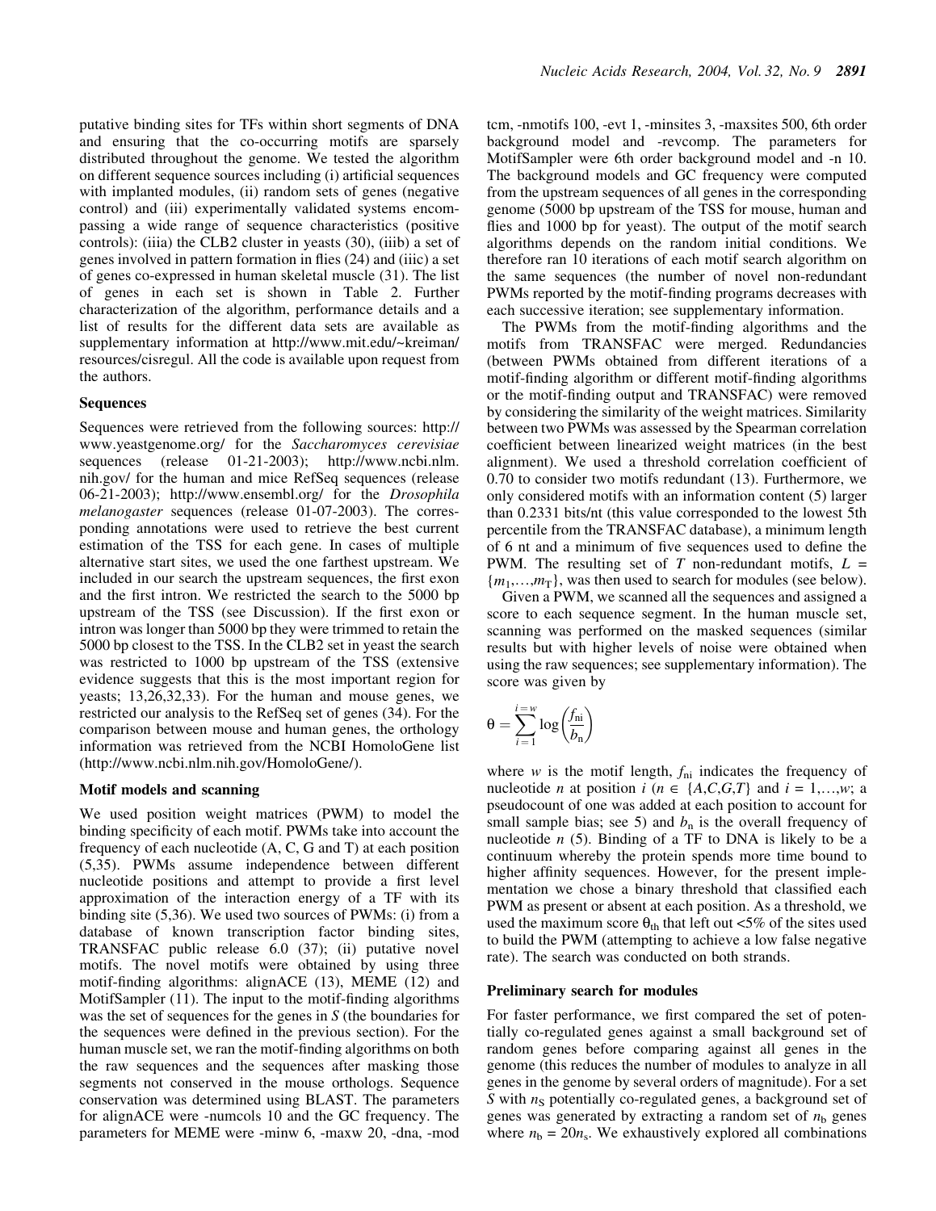putative binding sites for TFs within short segments of DNA and ensuring that the co-occurring motifs are sparsely distributed throughout the genome. We tested the algorithm on different sequence sources including (i) artificial sequences with implanted modules, (ii) random sets of genes (negative control) and (iii) experimentally validated systems encompassing a wide range of sequence characteristics (positive controls): (iiia) the CLB2 cluster in yeasts (30), (iiib) a set of genes involved in pattern formation in flies (24) and (iiic) a set of genes co-expressed in human skeletal muscle (31). The list of genes in each set is shown in Table 2. Further characterization of the algorithm, performance details and a list of results for the different data sets are available as supplementary information at http://www.mit.edu/~kreiman/resources/cisregul. All the code is available upon request from the authors.

### Sequences

Sequences were retrieved from the following sources: http://www.yeastgenome.org/ for the *Saccharomyces cerevisiae* sequences (release 01-21-2003); http://www.ncbi.nlm.nih.gov/ for the human and mice RefSeq sequences (release 06-21-2003); http://www.ensembl.org/ for the *Drosophila melanogaster* sequences (release 01-07-2003). The corresponding annotations were used to retrieve the best current estimation of the TSS for each gene. In cases of multiple alternative start sites, we used the one farthest upstream. We included in our search the upstream sequences, the first exon and the first intron. We restricted the search to the 5000 bp upstream of the TSS (see Discussion). If the first exon or intron was longer than 5000 bp they were trimmed to retain the 5000 bp closest to the TSS. In the CLB2 set in yeast the search was restricted to 1000 bp upstream of the TSS (extensive evidence suggests that this is the most important region for yeasts; 13,26,32,33). For the human and mouse genes, we restricted our analysis to the RefSeq set of genes (34). For the comparison between mouse and human genes, the orthology information was retrieved from the NCBI HomoloGene list (http://www.ncbi.nlm.nih.gov/HomoloGene/).

### Motif models and scanning

We used position weight matrices (PWM) to model the binding specificity of each motif. PWMs take into account the frequency of each nucleotide (A, C, G and T) at each position (5,35). PWMs assume independence between different nucleotide positions and attempt to provide a first level approximation of the interaction energy of a TF with its binding site (5,36). We used two sources of PWMs: (i) from a database of known transcription factor binding sites, TRANSFAC public release 6.0 (37); (ii) putative novel motifs. The novel motifs were obtained by using three motif-finding algorithms: alignACE (13), MEME (12) and MotifSampler (11). The input to the motif-finding algorithms was the set of sequences for the genes in *S* (the boundaries for the sequences were defined in the previous section). For the human muscle set, we ran the motif-finding algorithms on both the raw sequences and the sequences after masking those segments not conserved in the mouse orthologs. Sequence conservation was determined using BLAST. The parameters for alignACE were -numcols 10 and the GC frequency. The parameters for MEME were -minw 6, -maxw 20, -dna, -mod tcm, -nmotifs 100, -evt 1, -minsites 3, -maxsites 500, 6th order background model and -revcomp. The parameters for MotifSampler were 6th order background model and -n 10. The background models and GC frequency were computed from the upstream sequences of all genes in the corresponding genome (5000 bp upstream of the TSS for mouse, human and flies and 1000 bp for yeast). The output of the motif search algorithms depends on the random initial conditions. We therefore ran 10 iterations of each motif search algorithm on the same sequences (the number of novel non-redundant PWMs reported by the motif-finding programs decreases with each successive iteration; see supplementary information.

The PWMs from the motif-finding algorithms and the motifs from TRANSFAC were merged. Redundancies (between PWMs obtained from different iterations of a motif-finding algorithm or different motif-finding algorithms or the motif-finding output and TRANSFAC) were removed by considering the similarity of the weight matrices. Similarity between two PWMs was assessed by the Spearman correlation coefficient between linearized weight matrices (in the best alignment). We used a threshold correlation coefficient of 0.70 to consider two motifs redundant (13). Furthermore, we only considered motifs with an information content (5) larger than 0.2331 bits/nt (this value corresponded to the lowest 5th percentile from the TRANSFAC database), a minimum length of 6 nt and a minimum of five sequences used to define the PWM. The resulting set of $T$ non-redundant motifs, $L = \{m_1,\ldots,m_T\}$, was then used to search for modules (see below).

Given a PWM, we scanned all the sequences and assigned a score to each sequence segment. In the human muscle set, scanning was performed on the masked sequences (similar results but with higher levels of noise were obtained when using the raw sequences; see supplementary information). The score was given by

$$\theta = \sum_{i=1}^{i=w} \log\left(\frac{f_{ni}}{b_n}\right)$$

where $w$ is the motif length, $f_{ni}$ indicates the frequency of nucleotide $n$ at position $i$ ($n \in \{A,C,G,T\}$ and $i = 1,\ldots,w$; a pseudocount of one was added at each position to account for small sample bias; see 5) and $b_n$ is the overall frequency of nucleotide $n$ (5). Binding of a TF to DNA is likely to be a continuum whereby the protein spends more time bound to higher affinity sequences. However, for the present implementation we chose a binary threshold that classified each PWM as present or absent at each position. As a threshold, we used the maximum score $\theta_{th}$ that left out <5% of the sites used to build the PWM (attempting to achieve a low false negative rate). The search was conducted on both strands.

### Preliminary search for modules

For faster performance, we first compared the set of potentially co-regulated genes against a small background set of random genes before comparing against all genes in the genome (this reduces the number of modules to analyze in all genes in the genome by several orders of magnitude). For a set $S$ with $n_S$ potentially co-regulated genes, a background set of genes was generated by extracting a random set of $n_b$ genes where $n_b = 20n_s$. We exhaustively explored all combinations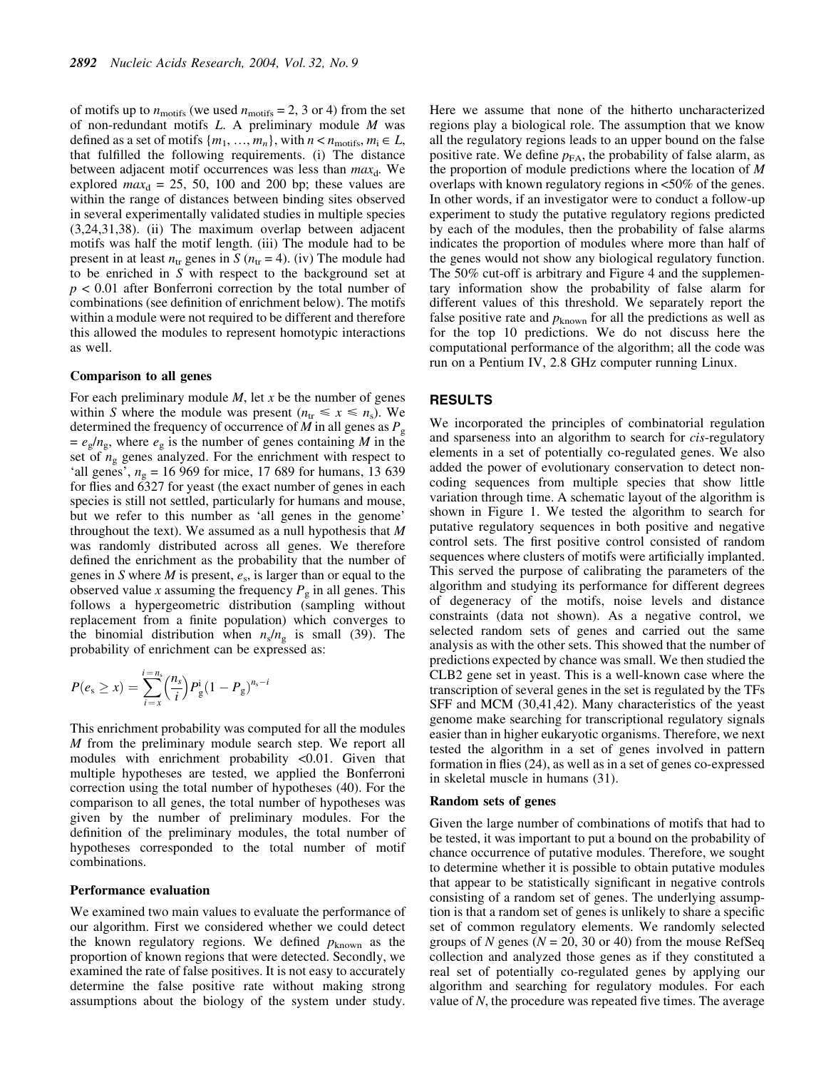of motifs up to $n_{motifs}$ (we used $n_{motifs} = 2$, 3 or 4) from the set of non-redundant motifs $L$. A preliminary module $M$ was defined as a set of motifs $\{m_1, \ldots, m_n\}$, with $n < n_{motifs}$, $m_i \in L$, that fulfilled the following requirements. (i) The distance between adjacent motif occurrences was less than $max_d$. We explored $max_d = 25$, 50, 100 and 200 bp; these values are within the range of distances between binding sites observed in several experimentally validated studies in multiple species (3,24,31,38). (ii) The maximum overlap between adjacent motifs was half the motif length. (iii) The module had to be present in at least $n_{tr}$ genes in $S$ ($n_{tr} = 4$). (iv) The module had to be enriched in $S$ with respect to the background set at $p < 0.01$ after Bonferroni correction by the total number of combinations (see definition of enrichment below). The motifs within a module were not required to be different and therefore this allowed the modules to represent homotypic interactions as well.

### Comparison to all genes

For each preliminary module $M$, let $x$ be the number of genes within $S$ where the module was present ($n_{tr} \leq x \leq n_s$). We determined the frequency of occurrence of $M$ in all genes as $P_g = e_g/n_g$, where $e_g$ is the number of genes containing $M$ in the set of $n_g$ genes analyzed. For the enrichment with respect to 'all genes', $n_g$ = 16 969 for mice, 17 689 for humans, 13 639 for flies and 6327 for yeast (the exact number of genes in each species is still not settled, particularly for humans and mouse, but we refer to this number as 'all genes in the genome' throughout the text). We assumed as a null hypothesis that $M$ was randomly distributed across all genes. We therefore defined the enrichment as the probability that the number of genes in $S$ where $M$ is present, $e_s$, is larger than or equal to the observed value $x$ assuming the frequency $P_g$ in all genes. This follows a hypergeometric distribution (sampling without replacement from a finite population) which converges to the binomial distribution when $n_s/n_g$ is small (39). The probability of enrichment can be expressed as:

$$P(e_s \geq x) = \sum_{i=x}^{i=n_s} \binom{n_s}{i} P_g^i (1 - P_g)^{n_s - i}$$

This enrichment probability was computed for all the modules $M$ from the preliminary module search step. We report all modules with enrichment probability <0.01. Given that multiple hypotheses are tested, we applied the Bonferroni correction using the total number of hypotheses (40). For the comparison to all genes, the total number of hypotheses was given by the number of preliminary modules. For the definition of the preliminary modules, the total number of hypotheses corresponded to the total number of motif combinations.

### Performance evaluation

We examined two main values to evaluate the performance of our algorithm. First we considered whether we could detect the known regulatory regions. We defined $p_{known}$ as the proportion of known regions that were detected. Secondly, we examined the rate of false positives. It is not easy to accurately determine the false positive rate without making strong assumptions about the biology of the system under study. Here we assume that none of the hitherto uncharacterized regions play a biological role. The assumption that we know all the regulatory regions leads to an upper bound on the false positive rate. We define $p_{FA}$, the probability of false alarm, as the proportion of module predictions where the location of $M$ overlaps with known regulatory regions in <50% of the genes. In other words, if an investigator were to conduct a follow-up experiment to study the putative regulatory regions predicted by each of the modules, then the probability of false alarms indicates the proportion of modules where more than half of the genes would not show any biological regulatory function. The 50% cut-off is arbitrary and Figure 4 and the supplementary information show the probability of false alarm for different values of this threshold. We separately report the false positive rate and $p_{known}$ for all the predictions as well as for the top 10 predictions. We do not discuss here the computational performance of the algorithm; all the code was run on a Pentium IV, 2.8 GHz computer running Linux.

## RESULTS

We incorporated the principles of combinatorial regulation and sparseness into an algorithm to search for *cis*-regulatory elements in a set of potentially co-regulated genes. We also added the power of evolutionary conservation to detect non-coding sequences from multiple species that show little variation through time. A schematic layout of the algorithm is shown in Figure 1. We tested the algorithm to search for putative regulatory sequences in both positive and negative control sets. The first positive control consisted of random sequences where clusters of motifs were artificially implanted. This served the purpose of calibrating the parameters of the algorithm and studying its performance for different degrees of degeneracy of the motifs, noise levels and distance constraints (data not shown). As a negative control, we selected random sets of genes and carried out the same analysis as with the other sets. This showed that the number of predictions expected by chance was small. We then studied the CLB2 gene set in yeast. This is a well-known case where the transcription of several genes in the set is regulated by the TFs SFF and MCM (30,41,42). Many characteristics of the yeast genome make searching for transcriptional regulatory signals easier than in higher eukaryotic organisms. Therefore, we next tested the algorithm in a set of genes involved in pattern formation in flies (24), as well as in a set of genes co-expressed in skeletal muscle in humans (31).

### Random sets of genes

Given the large number of combinations of motifs that had to be tested, it was important to put a bound on the probability of chance occurrence of putative modules. Therefore, we sought to determine whether it is possible to obtain putative modules that appear to be statistically significant in negative controls consisting of a random set of genes. The underlying assumption is that a random set of genes is unlikely to share a specific set of common regulatory elements. We randomly selected groups of $N$ genes ($N$ = 20, 30 or 40) from the mouse RefSeq collection and analyzed those genes as if they constituted a real set of potentially co-regulated genes by applying our algorithm and searching for regulatory modules. For each value of $N$, the procedure was repeated five times. The average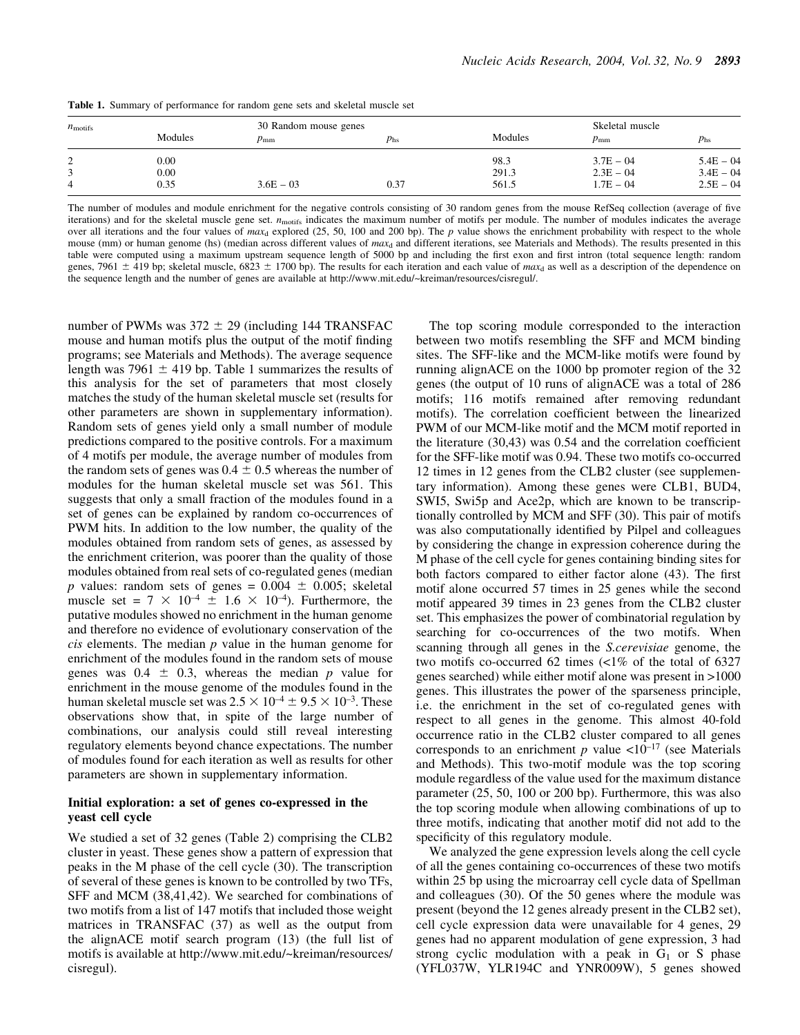**Table 1.** Summary of performance for random gene sets and skeletal muscle set

| $n_{motifs}$ | 30 Random mouse genes | | | Skeletal muscle | | |
|---|---|---|---|---|---|---|
| | Modules | $p_{mm}$ | $p_{hs}$ | Modules | $p_{mm}$ | $p_{hs}$ |
| 2 | 0.00 | | | 98.3 | $3.7E-04$ | $5.4E-04$ |
| 3 | 0.00 | | | 291.3 | $2.3E-04$ | $3.4E-04$ |
| 4 | 0.35 | $3.6E-03$ | 0.37 | 561.5 | $1.7E-04$ | $2.5E-04$ |

The number of modules and module enrichment for the negative controls consisting of 30 random genes from the mouse RefSeq collection (average of five iterations) and for the skeletal muscle gene set. $n_{motifs}$ indicates the maximum number of motifs per module. The number of modules indicates the average over all iterations and the four values of $max_d$ explored (25, 50, 100 and 200 bp). The $p$ value shows the enrichment probability with respect to the whole mouse (mm) or human genome (hs) (median across different values of $max_d$ and different iterations, see Materials and Methods). The results presented in this table were computed using a maximum upstream sequence length of 5000 bp and including the first exon and first intron (total sequence length: random genes, 7961 ± 419 bp; skeletal muscle, 6823 ± 1700 bp). The results for each iteration and each value of $max_d$ as well as a description of the dependence on the sequence length and the number of genes are available at http://www.mit.edu/~kreiman/resources/cisregul/.

number of PWMs was 372 ± 29 (including 144 TRANSFAC mouse and human motifs plus the output of the motif finding programs; see Materials and Methods). The average sequence length was 7961 ± 419 bp. Table 1 summarizes the results of this analysis for the set of parameters that most closely matches the study of the human skeletal muscle set (results for other parameters are shown in supplementary information). Random sets of genes yield only a small number of module predictions compared to the positive controls. For a maximum of 4 motifs per module, the average number of modules from the random sets of genes was 0.4 ± 0.5 whereas the number of modules for the human skeletal muscle set was 561. This suggests that only a small fraction of the modules found in a set of genes can be explained by random co-occurrences of PWM hits. In addition to the low number, the quality of the modules obtained from random sets of genes, as assessed by the enrichment criterion, was poorer than the quality of those modules obtained from real sets of co-regulated genes (median $p$ values: random sets of genes = 0.004 ± 0.005; skeletal muscle set = $7 \times 10^{-4} \pm 1.6 \times 10^{-4}$). Furthermore, the putative modules showed no enrichment in the human genome and therefore no evidence of evolutionary conservation of the *cis* elements. The median $p$ value in the human genome for enrichment of the modules found in the random sets of mouse genes was 0.4 ± 0.3, whereas the median $p$ value for enrichment in the mouse genome of the modules found in the human skeletal muscle set was $2.5 \times 10^{-4} \pm 9.5 \times 10^{-3}$. These observations show that, in spite of the large number of combinations, our analysis could still reveal interesting regulatory elements beyond chance expectations. The number of modules found for each iteration as well as results for other parameters are shown in supplementary information.

### Initial exploration: a set of genes co-expressed in the yeast cell cycle

We studied a set of 32 genes (Table 2) comprising the CLB2 cluster in yeast. These genes show a pattern of expression that peaks in the M phase of the cell cycle (30). The transcription of several of these genes is known to be controlled by two TFs, SFF and MCM (38,41,42). We searched for combinations of two motifs from a list of 147 motifs that included those weight matrices in TRANSFAC (37) as well as the output from the alignACE motif search program (13) (the full list of motifs is available at http://www.mit.edu/~kreiman/resources/cisregul).

The top scoring module corresponded to the interaction between two motifs resembling the SFF and MCM binding sites. The SFF-like and the MCM-like motifs were found by running alignACE on the 1000 bp promoter region of the 32 genes (the output of 10 runs of alignACE was a total of 286 motifs; 116 motifs remained after removing redundant motifs). The correlation coefficient between the linearized PWM of our MCM-like motif and the MCM motif reported in the literature (30,43) was 0.54 and the correlation coefficient for the SFF-like motif was 0.94. These two motifs co-occurred 12 times in 12 genes from the CLB2 cluster (see supplementary information). Among these genes were CLB1, BUD4, SWI5, Swi5p and Ace2p, which are known to be transcriptionally controlled by MCM and SFF (30). This pair of motifs was also computationally identified by Pilpel and colleagues by considering the change in expression coherence during the M phase of the cell cycle for genes containing binding sites for both factors compared to either factor alone (43). The first motif alone occurred 57 times in 25 genes while the second motif appeared 39 times in 23 genes from the CLB2 cluster set. This emphasizes the power of combinatorial regulation by searching for co-occurrences of the two motifs. When scanning through all genes in the *S.cerevisiae* genome, the two motifs co-occurred 62 times (<1% of the total of 6327 genes searched) while either motif alone was present in >1000 genes. This illustrates the power of the sparseness principle, i.e. the enrichment in the set of co-regulated genes with respect to all genes in the genome. This almost 40-fold occurrence ratio in the CLB2 cluster compared to all genes corresponds to an enrichment $p$ value $<10^{-17}$ (see Materials and Methods). This two-motif module was the top scoring module regardless of the value used for the maximum distance parameter (25, 50, 100 or 200 bp). Furthermore, this was also the top scoring module when allowing combinations of up to three motifs, indicating that another motif did not add to the specificity of this regulatory module.

We analyzed the gene expression levels along the cell cycle of all the genes containing co-occurrences of these two motifs within 25 bp using the microarray cell cycle data of Spellman and colleagues (30). Of the 50 genes where the module was present (beyond the 12 genes already present in the CLB2 set), cell cycle expression data were unavailable for 4 genes, 29 genes had no apparent modulation of gene expression, 3 had strong cyclic modulation with a peak in $G_1$ or S phase (YFL037W, YLR194C and YNR009W), 5 genes showed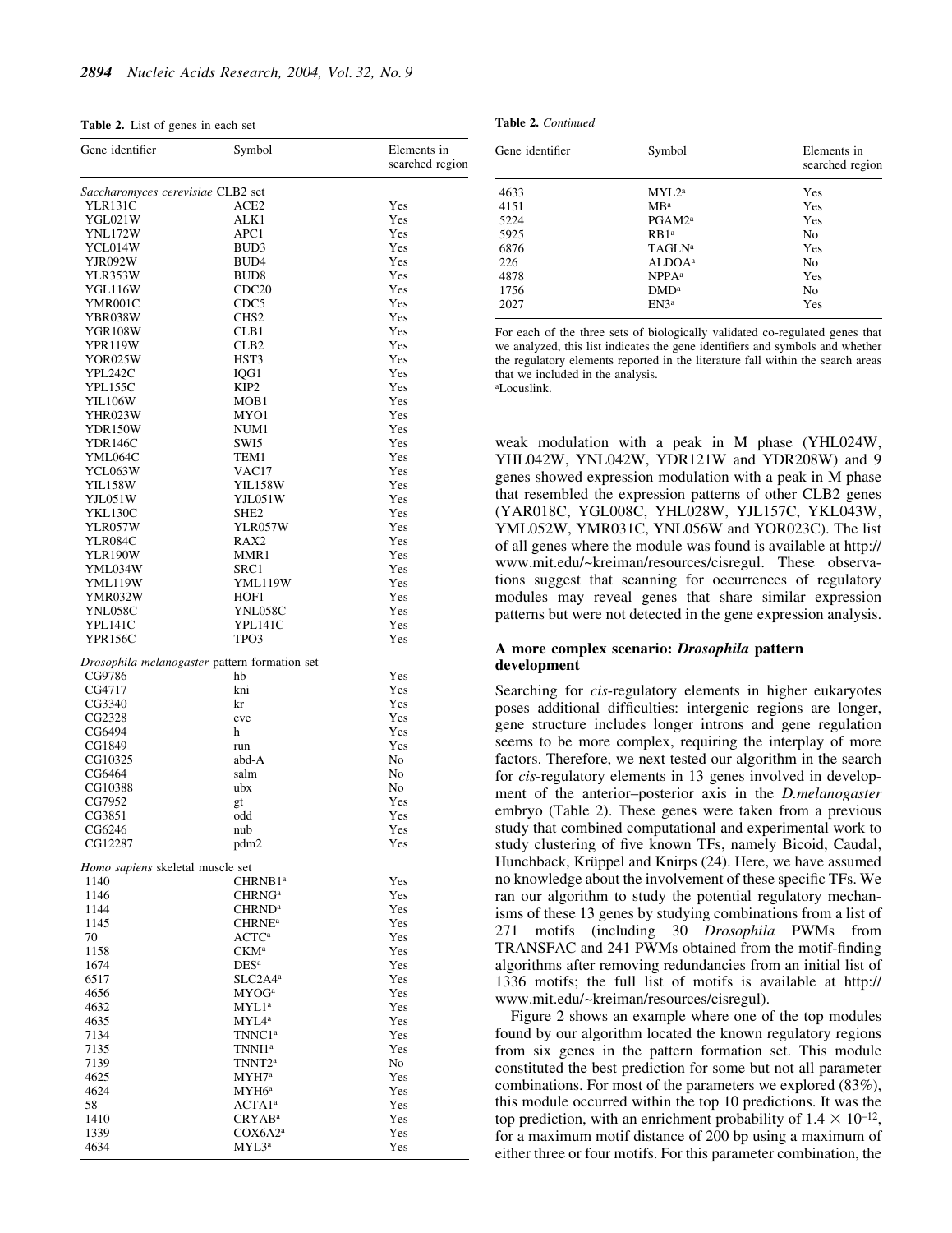**Table 2.** List of genes in each set

| Gene identifier | Symbol | Elements in searched region |
|---|---|---|
| *Saccharomyces cerevisiae* CLB2 set | | |
| YLR131C | ACE2 | Yes |
| YGL021W | ALK1 | Yes |
| YNL172W | APC1 | Yes |
| YCL014W | BUD3 | Yes |
| YJR092W | BUD4 | Yes |
| YLR353W | BUD8 | Yes |
| YGL116W | CDC20 | Yes |
| YMR001C | CDC5 | Yes |
| YBR038W | CHS2 | Yes |
| YGR108W | CLB1 | Yes |
| YPR119W | CLB2 | Yes |
| YOR025W | HST3 | Yes |
| YPL242C | IQG1 | Yes |
| YPL155C | KIP2 | Yes |
| YIL106W | MOB1 | Yes |
| YHR023W | MYO1 | Yes |
| YDR150W | NUM1 | Yes |
| YDR146C | SWI5 | Yes |
| YML064C | TEM1 | Yes |
| YCL063W | VAC17 | Yes |
| YIL158W | YIL158W | Yes |
| YJL051W | YJL051W | Yes |
| YKL130C | SHE2 | Yes |
| YLR057W | YLR057W | Yes |
| YLR084C | RAX2 | Yes |
| YLR190W | MMR1 | Yes |
| YML034W | SRC1 | Yes |
| YML119W | YML119W | Yes |
| YMR032W | HOF1 | Yes |
| YNL058C | YNL058C | Yes |
| YPL141C | YPL141C | Yes |
| YPR156C | TPO3 | Yes |
| *Drosophila melanogaster* pattern formation set | | |
| CG9786 | hb | Yes |
| CG4717 | kni | Yes |
| CG3340 | kr | Yes |
| CG2328 | eve | Yes |
| CG6494 | h | Yes |
| CG1849 | run | Yes |
| CG10325 | abd-A | No |
| CG6464 | salm | No |
| CG10388 | ubx | No |
| CG7952 | gt | Yes |
| CG3851 | odd | Yes |
| CG6246 | nub | Yes |
| CG12287 | pdm2 | Yes |
| *Homo sapiens* skeletal muscle set | | |
| 1140 | CHRNB1[a] | Yes |
| 1146 | CHRNG[a] | Yes |
| 1144 | CHRND[a] | Yes |
| 1145 | CHRNE[a] | Yes |
| 70 | ACTC[a] | Yes |
| 1158 | CKM[a] | Yes |
| 1674 | DES[a] | Yes |
| 6517 | SLC2A4[a] | Yes |
| 4656 | MYOG[a] | Yes |
| 4632 | MYL1[a] | Yes |
| 4635 | MYL4[a] | Yes |
| 7134 | TNNC1[a] | Yes |
| 7135 | TNNI1[a] | Yes |
| 7139 | TNNT2[a] | No |
| 4625 | MYH7[a] | Yes |
| 4624 | MYH6[a] | Yes |
| 58 | ACTA1[a] | Yes |
| 1410 | CRYAB[a] | Yes |
| 1339 | COX6A2[a] | Yes |
| 4634 | MYL3[a] | Yes |
| 4633 | MYL2[a] | Yes |
| 4151 | MB[a] | Yes |
| 5224 | PGAM2[a] | Yes |
| 5925 | RB1[a] | No |
| 6876 | TAGLN[a] | Yes |
| 226 | ALDOA[a] | No |
| 4878 | NPPA[a] | Yes |
| 1756 | DMD[a] | No |
| 2027 | EN3[a] | Yes |

For each of the three sets of biologically validated co-regulated genes that we analyzed, this list indicates the gene identifiers and symbols and whether the regulatory elements reported in the literature fall within the search areas that we included in the analysis.
[a]Locuslink.

weak modulation with a peak in M phase (YHL024W, YHL042W, YNL042W, YDR121W and YDR208W) and 9 genes showed expression modulation with a peak in M phase that resembled the expression patterns of other CLB2 genes (YAR018C, YGL008C, YHL028W, YJL157C, YKL043W, YML052W, YMR031C, YNL056W and YOR023C). The list of all genes where the module was found is available at http://www.mit.edu/~kreiman/resources/cisregul. These observations suggest that scanning for occurrences of regulatory modules may reveal genes that share similar expression patterns but were not detected in the gene expression analysis.

### A more complex scenario: *Drosophila* pattern development

Searching for *cis*-regulatory elements in higher eukaryotes poses additional difficulties: intergenic regions are longer, gene structure includes longer introns and gene regulation seems to be more complex, requiring the interplay of more factors. Therefore, we next tested our algorithm in the search for *cis*-regulatory elements in 13 genes involved in development of the anterior–posterior axis in the *D.melanogaster* embryo (Table 2). These genes were taken from a previous study that combined computational and experimental work to study clustering of five known TFs, namely Bicoid, Caudal, Hunchback, Krüppel and Knirps (24). Here, we have assumed no knowledge about the involvement of these specific TFs. We ran our algorithm to study the potential regulatory mechanisms of these 13 genes by studying combinations from a list of 271 motifs (including 30 *Drosophila* PWMs from TRANSFAC and 241 PWMs obtained from the motif-finding algorithms after removing redundancies from an initial list of 1336 motifs; the full list of motifs is available at http://www.mit.edu/~kreiman/resources/cisregul).

Figure 2 shows an example where one of the top modules found by our algorithm located the known regulatory regions from six genes in the pattern formation set. This module constituted the best prediction for some but not all parameter combinations. For most of the parameters we explored (83%), this module occurred within the top 10 predictions. It was the top prediction, with an enrichment probability of $1.4 \times 10^{-12}$, for a maximum motif distance of 200 bp using a maximum of either three or four motifs. For this parameter combination, the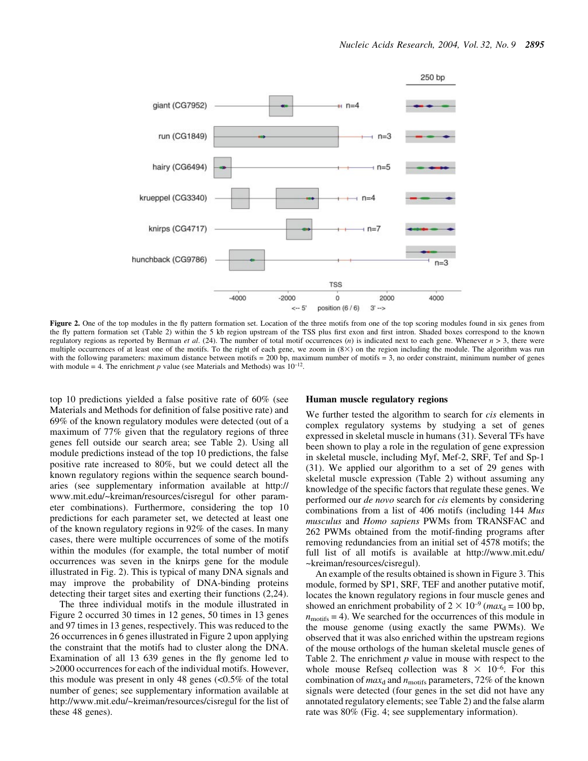**Figure 2.** One of the top modules in the fly pattern formation set. Location of the three motifs from one of the top scoring modules found in six genes from the fly pattern formation set (Table 2) within the 5 kb region upstream of the TSS plus first exon and first intron. Shaded boxes correspond to the known regulatory regions as reported by Berman *et al*. (24). The number of total motif occurrences ($n$) is indicated next to each gene. Whenever $n > 3$, there were multiple occurrences of at least one of the motifs. To the right of each gene, we zoom in (8×) on the region including the module. The algorithm was run with the following parameters: maximum distance between motifs = 200 bp, maximum number of motifs = 3, no order constraint, minimum number of genes with module = 4. The enrichment $p$ value (see Materials and Methods) was $10^{-12}$.

top 10 predictions yielded a false positive rate of 60% (see Materials and Methods for definition of false positive rate) and 69% of the known regulatory modules were detected (out of a maximum of 77% given that the regulatory regions of three genes fell outside our search area; see Table 2). Using all module predictions instead of the top 10 predictions, the false positive rate increased to 80%, but we could detect all the known regulatory regions within the sequence search boundaries (see supplementary information available at http://www.mit.edu/~kreiman/resources/cisregul for other parameter combinations). Furthermore, considering the top 10 predictions for each parameter set, we detected at least one of the known regulatory regions in 92% of the cases. In many cases, there were multiple occurrences of some of the motifs within the modules (for example, the total number of motif occurrences was seven in the knirps gene for the module illustrated in Fig. 2). This is typical of many DNA signals and may improve the probability of DNA-binding proteins detecting their target sites and exerting their functions (2,24).

The three individual motifs in the module illustrated in Figure 2 occurred 30 times in 12 genes, 50 times in 13 genes and 97 times in 13 genes, respectively. This was reduced to the 26 occurrences in 6 genes illustrated in Figure 2 upon applying the constraint that the motifs had to cluster along the DNA. Examination of all 13 639 genes in the fly genome led to >2000 occurrences for each of the individual motifs. However, this module was present in only 48 genes (<0.5% of the total number of genes; see supplementary information available at http://www.mit.edu/~kreiman/resources/cisregul for the list of these 48 genes).

### Human muscle regulatory regions

We further tested the algorithm to search for *cis* elements in complex regulatory systems by studying a set of genes expressed in skeletal muscle in humans (31). Several TFs have been shown to play a role in the regulation of gene expression in skeletal muscle, including Myf, Mef-2, SRF, Tef and Sp-1 (31). We applied our algorithm to a set of 29 genes with skeletal muscle expression (Table 2) without assuming any knowledge of the specific factors that regulate these genes. We performed our *de novo* search for *cis* elements by considering combinations from a list of 406 motifs (including 144 *Mus musculus* and *Homo sapiens* PWMs from TRANSFAC and 262 PWMs obtained from the motif-finding programs after removing redundancies from an initial set of 4578 motifs; the full list of all motifs is available at http://www.mit.edu/~kreiman/resources/cisregul).

An example of the results obtained is shown in Figure 3. This module, formed by SP1, SRF, TEF and another putative motif, locates the known regulatory regions in four muscle genes and showed an enrichment probability of $2 \times 10^{-9}$ ($max_d$ = 100 bp, $n_{motifs}$ = 4). We searched for the occurrences of this module in the mouse genome (using exactly the same PWMs). We observed that it was also enriched within the upstream regions of the mouse orthologs of the human skeletal muscle genes of Table 2. The enrichment $p$ value in mouse with respect to the whole mouse Refseq collection was $8 \times 10^{-6}$. For this combination of $max_d$ and $n_{motifs}$ parameters, 72% of the known signals were detected (four genes in the set did not have any annotated regulatory elements; see Table 2) and the false alarm rate was 80% (Fig. 4; see supplementary information).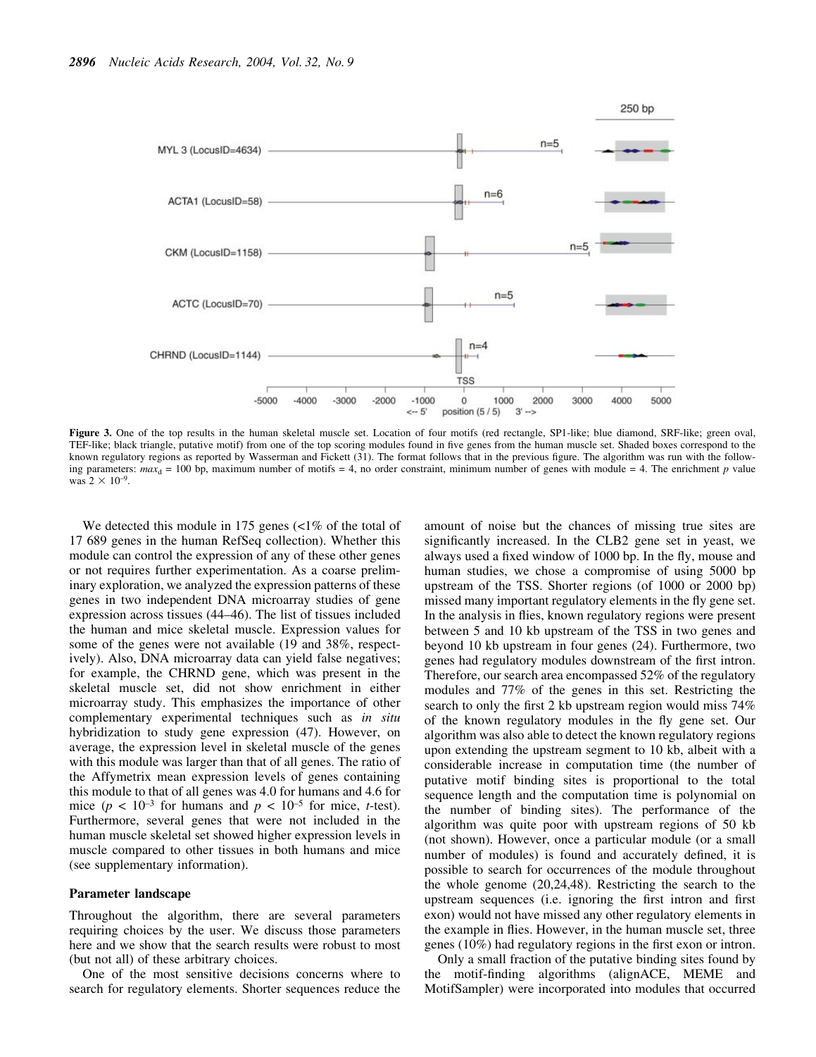**Figure 3.** One of the top results in the human skeletal muscle set. Location of four motifs (red rectangle, SP1-like; blue diamond, SRF-like; green oval, TEF-like; black triangle, putative motif) from one of the top scoring modules found in five genes from the human muscle set. Shaded boxes correspond to the known regulatory regions as reported by Wasserman and Fickett (31). The format follows that in the previous figure. The algorithm was run with the following parameters: $max_d$ = 100 bp, maximum number of motifs = 4, no order constraint, minimum number of genes with module = 4. The enrichment $p$ value was $2 \times 10^{-9}$.

We detected this module in 175 genes (<1% of the total of 17 689 genes in the human RefSeq collection). Whether this module can control the expression of any of these other genes or not requires further experimentation. As a coarse preliminary exploration, we analyzed the expression patterns of these genes in two independent DNA microarray studies of gene expression across tissues (44–46). The list of tissues included the human and mice skeletal muscle. Expression values for some of the genes were not available (19 and 38%, respectively). Also, DNA microarray data can yield false negatives; for example, the CHRND gene, which was present in the skeletal muscle set, did not show enrichment in either microarray study. This emphasizes the importance of other complementary experimental techniques such as *in situ* hybridization to study gene expression (47). However, on average, the expression level in skeletal muscle of the genes with this module was larger than that of all genes. The ratio of the Affymetrix mean expression levels of genes containing this module to that of all genes was 4.0 for humans and 4.6 for mice ($p < 10^{-3}$ for humans and $p < 10^{-5}$ for mice, $t$-test). Furthermore, several genes that were not included in the human muscle skeletal set showed higher expression levels in muscle compared to other tissues in both humans and mice (see supplementary information).

### Parameter landscape

Throughout the algorithm, there are several parameters requiring choices by the user. We discuss those parameters here and we show that the search results were robust to most (but not all) of these arbitrary choices.

One of the most sensitive decisions concerns where to search for regulatory elements. Shorter sequences reduce the amount of noise but the chances of missing true sites are significantly increased. In the CLB2 gene set in yeast, we always used a fixed window of 1000 bp. In the fly, mouse and human studies, we chose a compromise of using 5000 bp upstream of the TSS. Shorter regions (of 1000 or 2000 bp) missed many important regulatory elements in the fly gene set. In the analysis in flies, known regulatory regions were present between 5 and 10 kb upstream of the TSS in two genes and beyond 10 kb upstream in four genes (24). Furthermore, two genes had regulatory modules downstream of the first intron. Therefore, our search area encompassed 52% of the regulatory modules and 77% of the genes in this set. Restricting the search to only the first 2 kb upstream region would miss 74% of the known regulatory modules in the fly gene set. Our algorithm was also able to detect the known regulatory regions upon extending the upstream segment to 10 kb, albeit with a considerable increase in computation time (the number of putative motif binding sites is proportional to the total sequence length and the computation time is polynomial on the number of binding sites). The performance of the algorithm was quite poor with upstream regions of 50 kb (not shown). However, once a particular module (or a small number of modules) is found and accurately defined, it is possible to search for occurrences of the module throughout the whole genome (20,24,48). Restricting the search to the upstream sequences (i.e. ignoring the first intron and first exon) would not have missed any other regulatory elements in the example in flies. However, in the human muscle set, three genes (10%) had regulatory regions in the first exon or intron.

Only a small fraction of the putative binding sites found by the motif-finding algorithms (alignACE, MEME and MotifSampler) were incorporated into modules that occurred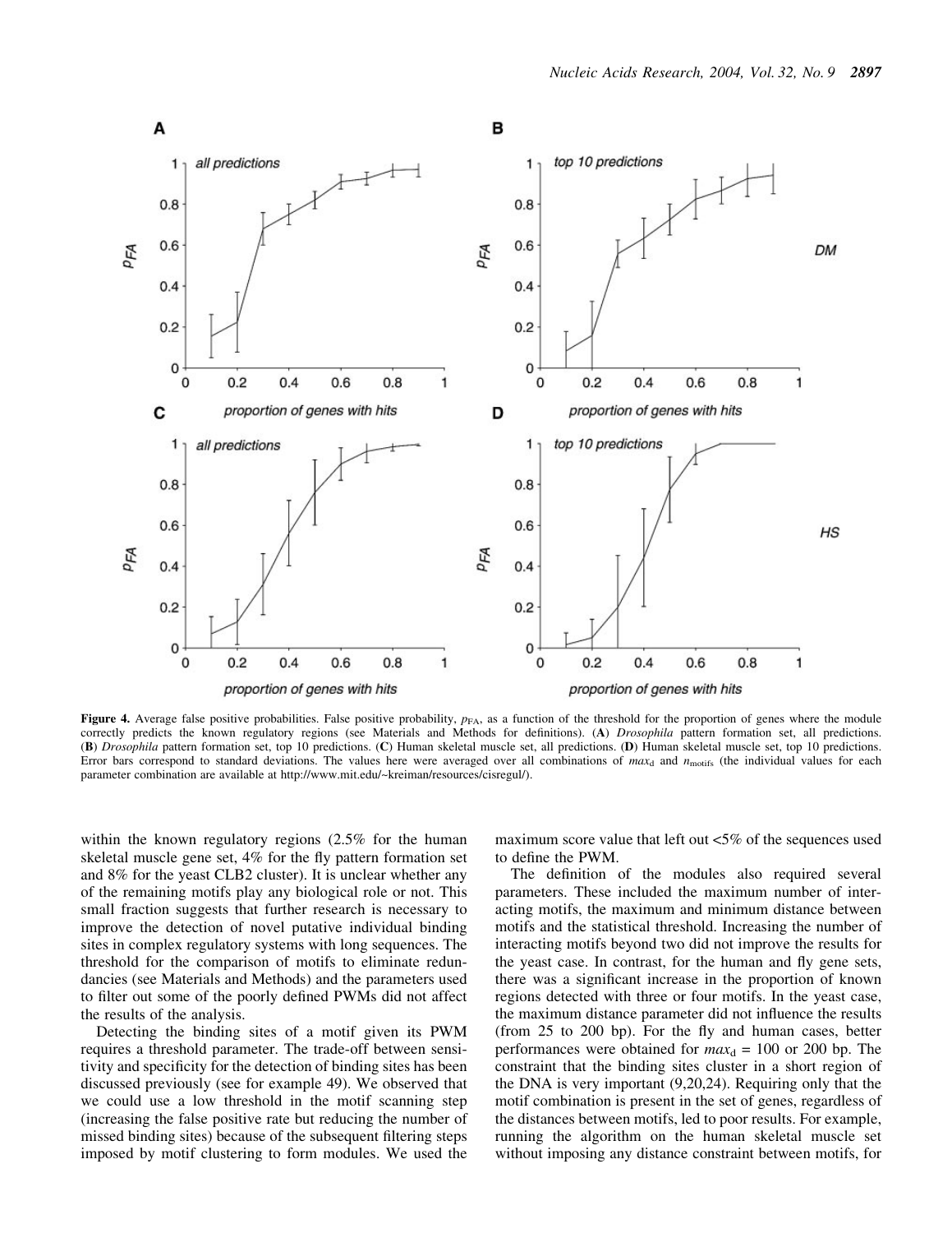**Figure 4.** Average false positive probabilities. False positive probability, $p_{FA}$, as a function of the threshold for the proportion of genes where the module correctly predicts the known regulatory regions (see Materials and Methods for definitions). (**A**) *Drosophila* pattern formation set, all predictions. (**B**) *Drosophila* pattern formation set, top 10 predictions. (**C**) Human skeletal muscle set, all predictions. (**D**) Human skeletal muscle set, top 10 predictions. Error bars correspond to standard deviations. The values here were averaged over all combinations of $max_d$ and $n_{motifs}$ (the individual values for each parameter combination are available at http://www.mit.edu/~kreiman/resources/cisregul/).

within the known regulatory regions (2.5% for the human skeletal muscle gene set, 4% for the fly pattern formation set and 8% for the yeast CLB2 cluster). It is unclear whether any of the remaining motifs play any biological role or not. This small fraction suggests that further research is necessary to improve the detection of novel putative individual binding sites in complex regulatory systems with long sequences. The threshold for the comparison of motifs to eliminate redundancies (see Materials and Methods) and the parameters used to filter out some of the poorly defined PWMs did not affect the results of the analysis.

Detecting the binding sites of a motif given its PWM requires a threshold parameter. The trade-off between sensitivity and specificity for the detection of binding sites has been discussed previously (see for example 49). We observed that we could use a low threshold in the motif scanning step (increasing the false positive rate but reducing the number of missed binding sites) because of the subsequent filtering steps imposed by motif clustering to form modules. We used the maximum score value that left out <5% of the sequences used to define the PWM.

The definition of the modules also required several parameters. These included the maximum number of interacting motifs, the maximum and minimum distance between motifs and the statistical threshold. Increasing the number of interacting motifs beyond two did not improve the results for the yeast case. In contrast, for the human and fly gene sets, there was a significant increase in the proportion of known regions detected with three or four motifs. In the yeast case, the maximum distance parameter did not influence the results (from 25 to 200 bp). For the fly and human cases, better performances were obtained for $max_d$ = 100 or 200 bp. The constraint that the binding sites cluster in a short region of the DNA is very important (9,20,24). Requiring only that the motif combination is present in the set of genes, regardless of the distances between motifs, led to poor results. For example, running the algorithm on the human skeletal muscle set without imposing any distance constraint between motifs, for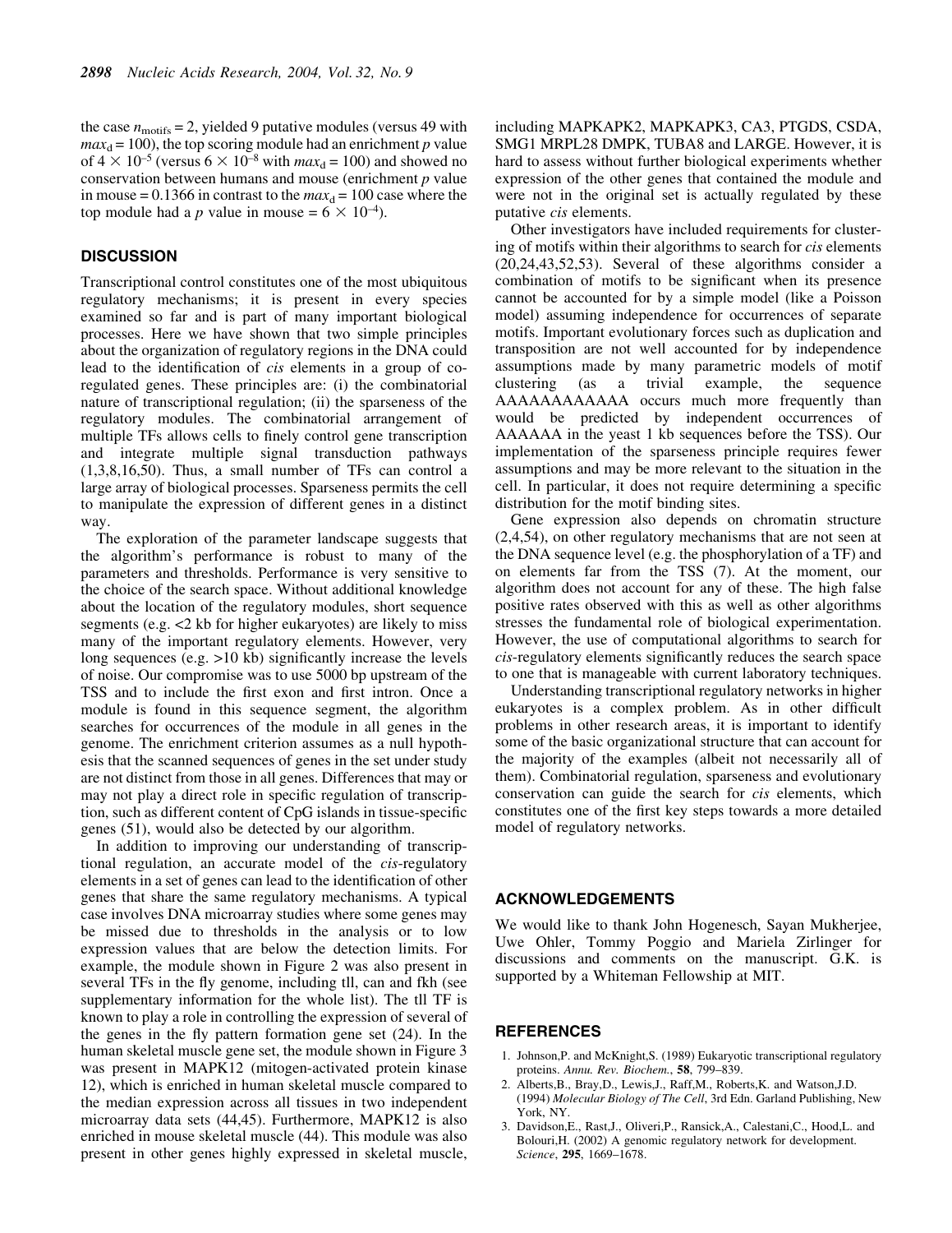the case $n_{motifs} = 2$, yielded 9 putative modules (versus 49 with $max_d = 100$), the top scoring module had an enrichment $p$ value of $4 \times 10^{-5}$ (versus $6 \times 10^{-8}$ with $max_d = 100$) and showed no conservation between humans and mouse (enrichment $p$ value in mouse = 0.1366 in contrast to the $max_d = 100$ case where the top module had a $p$ value in mouse = $6 \times 10^{-4}$).

## DISCUSSION

Transcriptional control constitutes one of the most ubiquitous regulatory mechanisms; it is present in every species examined so far and is part of many important biological processes. Here we have shown that two simple principles about the organization of regulatory regions in the DNA could lead to the identification of *cis* elements in a group of co-regulated genes. These principles are: (i) the combinatorial nature of transcriptional regulation; (ii) the sparseness of the regulatory modules. The combinatorial arrangement of multiple TFs allows cells to finely control gene transcription and integrate multiple signal transduction pathways (1,3,8,16,50). Thus, a small number of TFs can control a large array of biological processes. Sparseness permits the cell to manipulate the expression of different genes in a distinct way.

The exploration of the parameter landscape suggests that the algorithm's performance is robust to many of the parameters and thresholds. Performance is very sensitive to the choice of the search space. Without additional knowledge about the location of the regulatory modules, short sequence segments (e.g. <2 kb for higher eukaryotes) are likely to miss many of the important regulatory elements. However, very long sequences (e.g. >10 kb) significantly increase the levels of noise. Our compromise was to use 5000 bp upstream of the TSS and to include the first exon and first intron. Once a module is found in this sequence segment, the algorithm searches for occurrences of the module in all genes in the genome. The enrichment criterion assumes as a null hypothesis that the scanned sequences of genes in the set under study are not distinct from those in all genes. Differences that may or may not play a direct role in specific regulation of transcription, such as different content of CpG islands in tissue-specific genes (51), would also be detected by our algorithm.

In addition to improving our understanding of transcriptional regulation, an accurate model of the *cis*-regulatory elements in a set of genes can lead to the identification of other genes that share the same regulatory mechanisms. A typical case involves DNA microarray studies where some genes may be missed due to thresholds in the analysis or to low expression values that are below the detection limits. For example, the module shown in Figure 2 was also present in several TFs in the fly genome, including tll, can and fkh (see supplementary information for the whole list). The tll TF is known to play a role in controlling the expression of several of the genes in the fly pattern formation gene set (24). In the human skeletal muscle gene set, the module shown in Figure 3 was present in MAPK12 (mitogen-activated protein kinase 12), which is enriched in human skeletal muscle compared to the median expression across all tissues in two independent microarray data sets (44,45). Furthermore, MAPK12 is also enriched in mouse skeletal muscle (44). This module was also present in other genes highly expressed in skeletal muscle, including MAPKAPK2, MAPKAPK3, CA3, PTGDS, CSDA, SMG1 MRPL28 DMPK, TUBA8 and LARGE. However, it is hard to assess without further biological experiments whether expression of the other genes that contained the module and were not in the original set is actually regulated by these putative *cis* elements.

Other investigators have included requirements for clustering of motifs within their algorithms to search for *cis* elements (20,24,43,52,53). Several of these algorithms consider a combination of motifs to be significant when its presence cannot be accounted for by a simple model (like a Poisson model) assuming independence for occurrences of separate motifs. Important evolutionary forces such as duplication and transposition are not well accounted for by independence assumptions made by many parametric models of motif clustering (as a trivial example, the sequence AAAAAAAAAAAA occurs much more frequently than would be predicted by independent occurrences of AAAAAA in the yeast 1 kb sequences before the TSS). Our implementation of the sparseness principle requires fewer assumptions and may be more relevant to the situation in the cell. In particular, it does not require determining a specific distribution for the motif binding sites.

Gene expression also depends on chromatin structure (2,4,54), on other regulatory mechanisms that are not seen at the DNA sequence level (e.g. the phosphorylation of a TF) and on elements far from the TSS (7). At the moment, our algorithm does not account for any of these. The high false positive rates observed with this as well as other algorithms stresses the fundamental role of biological experimentation. However, the use of computational algorithms to search for *cis*-regulatory elements significantly reduces the search space to one that is manageable with current laboratory techniques.

Understanding transcriptional regulatory networks in higher eukaryotes is a complex problem. As in other difficult problems in other research areas, it is important to identify some of the basic organizational structure that can account for the majority of the examples (albeit not necessarily all of them). Combinatorial regulation, sparseness and evolutionary conservation can guide the search for *cis* elements, which constitutes one of the first key steps towards a more detailed model of regulatory networks.

## ACKNOWLEDGEMENTS

We would like to thank John Hogenesch, Sayan Mukherjee, Uwe Ohler, Tommy Poggio and Mariela Zirlinger for discussions and comments on the manuscript. G.K. is supported by a Whiteman Fellowship at MIT.

## REFERENCES

1. Johnson,P. and McKnight,S. (1989) Eukaryotic transcriptional regulatory proteins. *Annu. Rev. Biochem.*, **58**, 799–839.
2. Alberts,B., Bray,D., Lewis,J., Raff,M., Roberts,K. and Watson,J.D. (1994) *Molecular Biology of The Cell*, 3rd Edn. Garland Publishing, New York, NY.
3. Davidson,E., Rast,J., Oliveri,P., Ransick,A., Calestani,C., Hood,L. and Bolouri,H. (2002) A genomic regulatory network for development. *Science*, **295**, 1669–1678.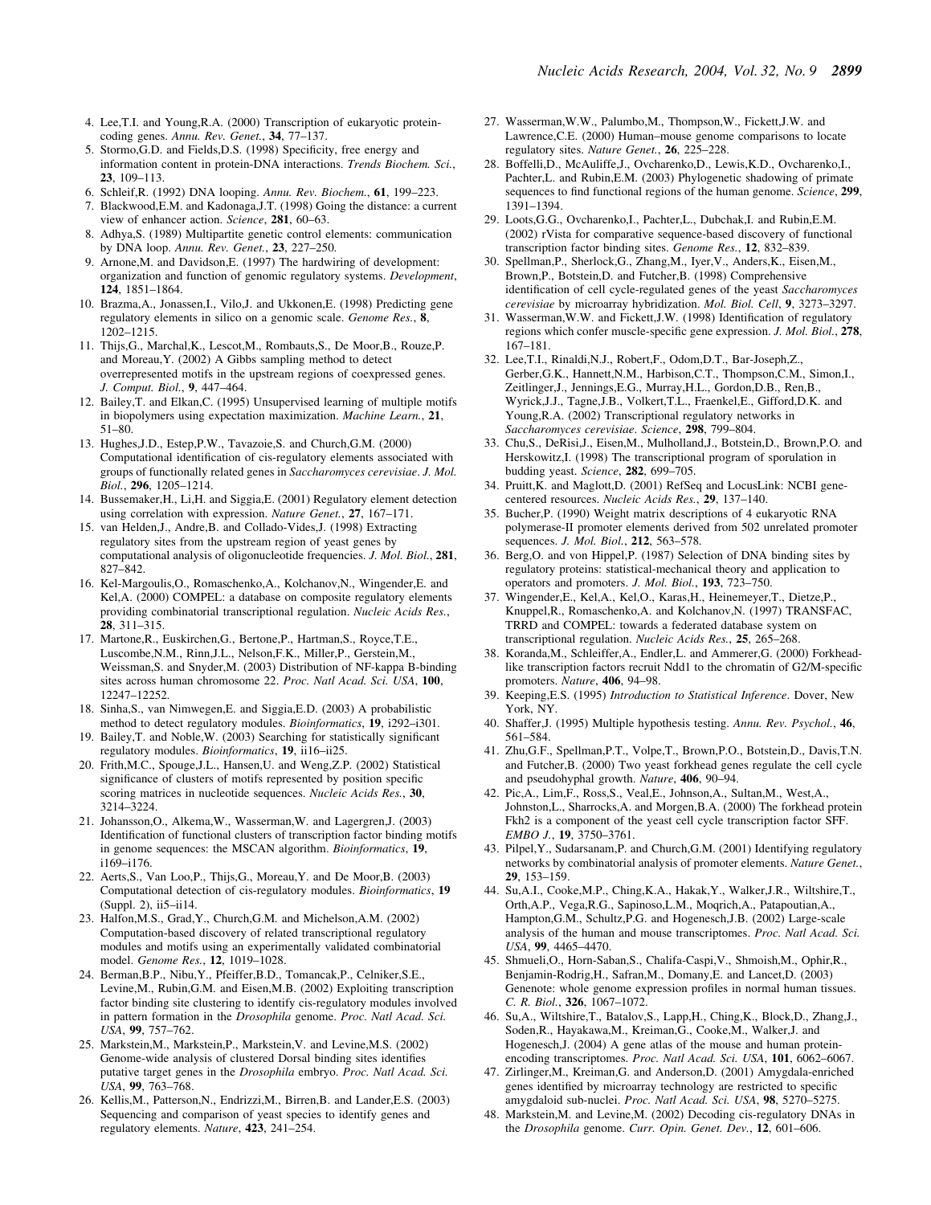4. Lee,T.I. and Young,R.A. (2000) Transcription of eukaryotic protein-coding genes. *Annu. Rev. Genet.*, **34**, 77–137.
5. Stormo,G.D. and Fields,D.S. (1998) Specificity, free energy and information content in protein-DNA interactions. *Trends Biochem. Sci.*, **23**, 109–113.
6. Schleif,R. (1992) DNA looping. *Annu. Rev. Biochem.*, **61**, 199–223.
7. Blackwood,E.M. and Kadonaga,J.T. (1998) Going the distance: a current view of enhancer action. *Science*, **281**, 60–63.
8. Adhya,S. (1989) Multipartite genetic control elements: communication by DNA loop. *Annu. Rev. Genet.*, **23**, 227–250.
9. Arnone,M. and Davidson,E. (1997) The hardwiring of development: organization and function of genomic regulatory systems. *Development*, **124**, 1851–1864.
10. Brazma,A., Jonassen,I., Vilo,J. and Ukkonen,E. (1998) Predicting gene regulatory elements in silico on a genomic scale. *Genome Res.*, **8**, 1202–1215.
11. Thijs,G., Marchal,K., Lescot,M., Rombauts,S., De Moor,B., Rouze,P. and Moreau,Y. (2002) A Gibbs sampling method to detect overrepresented motifs in the upstream regions of coexpressed genes. *J. Comput. Biol.*, **9**, 447–464.
12. Bailey,T. and Elkan,C. (1995) Unsupervised learning of multiple motifs in biopolymers using expectation maximization. *Machine Learn.*, **21**, 51–80.
13. Hughes,J.D., Estep,P.W., Tavazoie,S. and Church,G.M. (2000) Computational identification of cis-regulatory elements associated with groups of functionally related genes in *Saccharomyces cerevisiae*. *J. Mol. Biol.*, **296**, 1205–1214.
14. Bussemaker,H., Li,H. and Siggia,E. (2001) Regulatory element detection using correlation with expression. *Nature Genet.*, **27**, 167–171.
15. van Helden,J., Andre,B. and Collado-Vides,J. (1998) Extracting regulatory sites from the upstream region of yeast genes by computational analysis of oligonucleotide frequencies. *J. Mol. Biol.*, **281**, 827–842.
16. Kel-Margoulis,O., Romaschenko,A., Kolchanov,N., Wingender,E. and Kel,A. (2000) COMPEL: a database on composite regulatory elements providing combinatorial transcriptional regulation. *Nucleic Acids Res.*, **28**, 311–315.
17. Martone,R., Euskirchen,G., Bertone,P., Hartman,S., Royce,T.E., Luscombe,N.M., Rinn,J.L., Nelson,F.K., Miller,P., Gerstein,M., Weissman,S. and Snyder,M. (2003) Distribution of NF-kappa B-binding sites across human chromosome 22. *Proc. Natl Acad. Sci. USA*, **100**, 12247–12252.
18. Sinha,S., van Nimwegen,E. and Siggia,E.D. (2003) A probabilistic method to detect regulatory modules. *Bioinformatics*, **19**, i292–i301.
19. Bailey,T. and Noble,W. (2003) Searching for statistically significant regulatory modules. *Bioinformatics*, **19**, ii16–ii25.
20. Frith,M.C., Spouge,J.L., Hansen,U. and Weng,Z.P. (2002) Statistical significance of clusters of motifs represented by position specific scoring matrices in nucleotide sequences. *Nucleic Acids Res.*, **30**, 3214–3224.
21. Johansson,O., Alkema,W., Wasserman,W. and Lagergren,J. (2003) Identification of functional clusters of transcription factor binding motifs in genome sequences: the MSCAN algorithm. *Bioinformatics*, **19**, i169–i176.
22. Aerts,S., Van Loo,P., Thijs,G., Moreau,Y. and De Moor,B. (2003) Computational detection of cis-regulatory modules. *Bioinformatics*, **19** (Suppl. 2), ii5–ii14.
23. Halfon,M.S., Grad,Y., Church,G.M. and Michelson,A.M. (2002) Computation-based discovery of related transcriptional regulatory modules and motifs using an experimentally validated combinatorial model. *Genome Res.*, **12**, 1019–1028.
24. Berman,B.P., Nibu,Y., Pfeiffer,B.D., Tomancak,P., Celniker,S.E., Levine,M., Rubin,G.M. and Eisen,M.B. (2002) Exploiting transcription factor binding site clustering to identify cis-regulatory modules involved in pattern formation in the *Drosophila* genome. *Proc. Natl Acad. Sci. USA*, **99**, 757–762.
25. Markstein,M., Markstein,P., Markstein,V. and Levine,M.S. (2002) Genome-wide analysis of clustered Dorsal binding sites identifies putative target genes in the *Drosophila* embryo. *Proc. Natl Acad. Sci. USA*, **99**, 763–768.
26. Kellis,M., Patterson,N., Endrizzi,M., Birren,B. and Lander,E.S. (2003) Sequencing and comparison of yeast species to identify genes and regulatory elements. *Nature*, **423**, 241–254.
27. Wasserman,W.W., Palumbo,M., Thompson,W., Fickett,J.W. and Lawrence,C.E. (2000) Human–mouse genome comparisons to locate regulatory sites. *Nature Genet.*, **26**, 225–228.
28. Boffelli,D., McAuliffe,J., Ovcharenko,D., Lewis,K.D., Ovcharenko,I., Pachter,L. and Rubin,E.M. (2003) Phylogenetic shadowing of primate sequences to find functional regions of the human genome. *Science*, **299**, 1391–1394.
29. Loots,G.G., Ovcharenko,I., Pachter,L., Dubchak,I. and Rubin,E.M. (2002) rVista for comparative sequence-based discovery of functional transcription factor binding sites. *Genome Res.*, **12**, 832–839.
30. Spellman,P., Sherlock,G., Zhang,M., Iyer,V., Anders,K., Eisen,M., Brown,P., Botstein,D. and Futcher,B. (1998) Comprehensive identification of cell cycle-regulated genes of the yeast *Saccharomyces cerevisiae* by microarray hybridization. *Mol. Biol. Cell*, **9**, 3273–3297.
31. Wasserman,W.W. and Fickett,J.W. (1998) Identification of regulatory regions which confer muscle-specific gene expression. *J. Mol. Biol.*, **278**, 167–181.
32. Lee,T.I., Rinaldi,N.J., Robert,F., Odom,D.T., Bar-Joseph,Z., Gerber,G.K., Hannett,N.M., Harbison,C.T., Thompson,C.M., Simon,I., Zeitlinger,J., Jennings,E.G., Murray,H.L., Gordon,D.B., Ren,B., Wyrick,J.J., Tagne,J.B., Volkert,T.L., Fraenkel,E., Gifford,D.K. and Young,R.A. (2002) Transcriptional regulatory networks in *Saccharomyces cerevisiae*. *Science*, **298**, 799–804.
33. Chu,S., DeRisi,J., Eisen,M., Mulholland,J., Botstein,D., Brown,P.O. and Herskowitz,I. (1998) The transcriptional program of sporulation in budding yeast. *Science*, **282**, 699–705.
34. Pruitt,K. and Maglott,D. (2001) RefSeq and LocusLink: NCBI gene-centered resources. *Nucleic Acids Res.*, **29**, 137–140.
35. Bucher,P. (1990) Weight matrix descriptions of 4 eukaryotic RNA polymerase-II promoter elements derived from 502 unrelated promoter sequences. *J. Mol. Biol.*, **212**, 563–578.
36. Berg,O. and von Hippel,P. (1987) Selection of DNA binding sites by regulatory proteins: statistical-mechanical theory and application to operators and promoters. *J. Mol. Biol.*, **193**, 723–750.
37. Wingender,E., Kel,A., Kel,O., Karas,H., Heinemeyer,T., Dietze,P., Knuppel,R., Romaschenko,A. and Kolchanov,N. (1997) TRANSFAC, TRRD and COMPEL: towards a federated database system on transcriptional regulation. *Nucleic Acids Res.*, **25**, 265–268.
38. Koranda,M., Schleiffer,A., Endler,L. and Ammerer,G. (2000) Forkhead-like transcription factors recruit Ndd1 to the chromatin of G2/M-specific promoters. *Nature*, **406**, 94–98.
39. Keeping,E.S. (1995) *Introduction to Statistical Inference*. Dover, New York, NY.
40. Shaffer,J. (1995) Multiple hypothesis testing. *Annu. Rev. Psychol.*, **46**, 561–584.
41. Zhu,G.F., Spellman,P.T., Volpe,T., Brown,P.O., Botstein,D., Davis,T.N. and Futcher,B. (2000) Two yeast forkhead genes regulate the cell cycle and pseudohyphal growth. *Nature*, **406**, 90–94.
42. Pic,A., Lim,F., Ross,S., Veal,E., Johnson,A., Sultan,M., West,A., Johnston,L., Sharrocks,A. and Morgen,B.A. (2000) The forkhead protein Fkh2 is a component of the yeast cell cycle transcription factor SFF. *EMBO J.*, **19**, 3750–3761.
43. Pilpel,Y., Sudarsanam,P. and Church,G.M. (2001) Identifying regulatory networks by combinatorial analysis of promoter elements. *Nature Genet.*, **29**, 153–159.
44. Su,A.I., Cooke,M.P., Ching,K.A., Hakak,Y., Walker,J.R., Wiltshire,T., Orth,A.P., Vega,R.G., Sapinoso,L.M., Moqrich,A., Patapoutian,A., Hampton,G.M., Schultz,P.G. and Hogenesch,J.B. (2002) Large-scale analysis of the human and mouse transcriptomes. *Proc. Natl Acad. Sci. USA*, **99**, 4465–4470.
45. Shmueli,O., Horn-Saban,S., Chalifa-Caspi,V., Shmoish,M., Ophir,R., Benjamin-Rodrig,H., Safran,M., Domany,E. and Lancet,D. (2003) Genenote: whole genome expression profiles in normal human tissues. *C. R. Biol.*, **326**, 1067–1072.
46. Su,A., Wiltshire,T., Batalov,S., Lapp,H., Ching,K., Block,D., Zhang,J., Soden,R., Hayakawa,M., Kreiman,G., Cooke,M., Walker,J. and Hogenesch,J. (2004) A gene atlas of the mouse and human protein-encoding transcriptomes. *Proc. Natl Acad. Sci. USA*, **101**, 6062–6067.
47. Zirlinger,M., Kreiman,G. and Anderson,D. (2001) Amygdala-enriched genes identified by microarray technology are restricted to specific amygdaloid sub-nuclei. *Proc. Natl Acad. Sci. USA*, **98**, 5270–5275.
48. Markstein,M. and Levine,M. (2002) Decoding cis-regulatory DNAs in the *Drosophila* genome. *Curr. Opin. Genet. Dev.*, **12**, 601–606.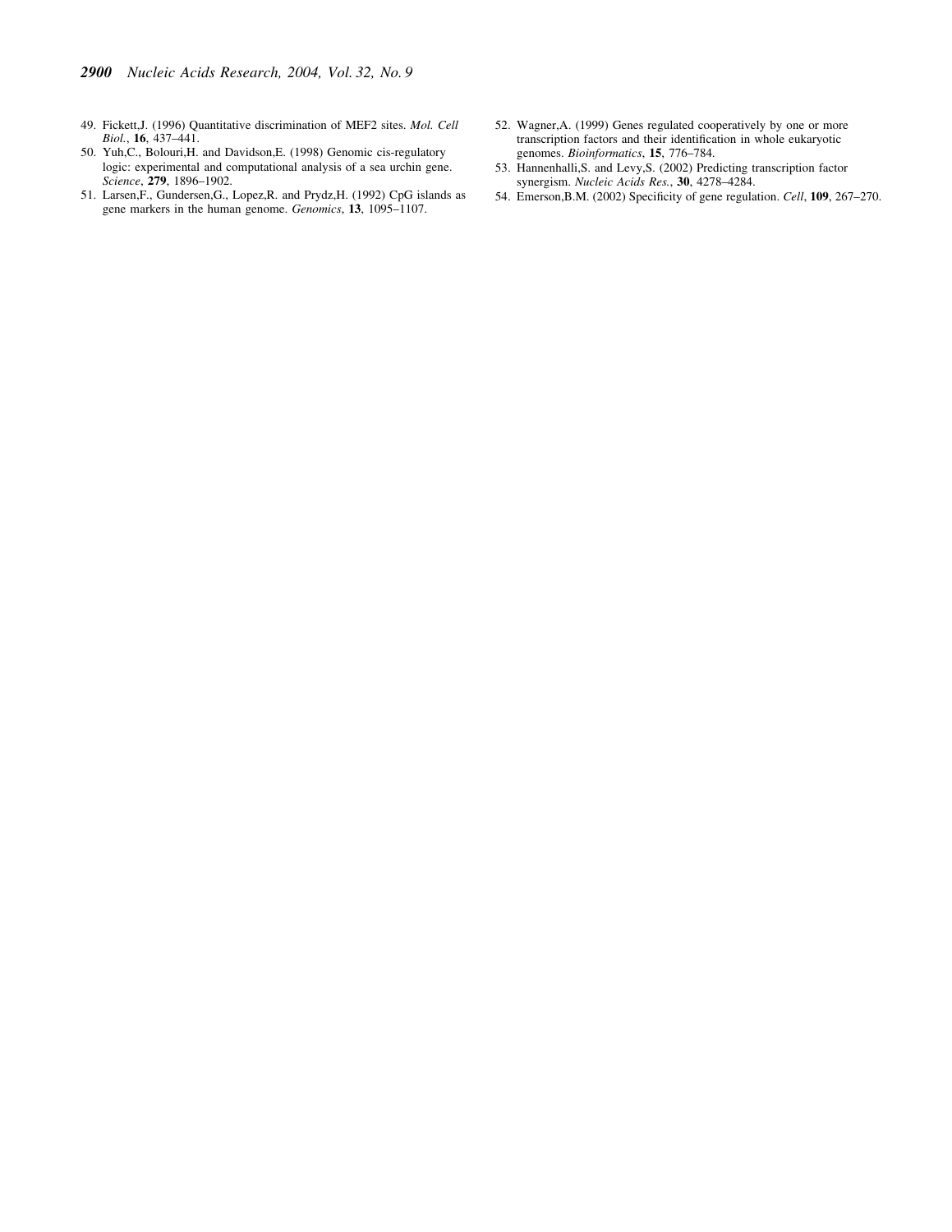49. Fickett,J. (1996) Quantitative discrimination of MEF2 sites. *Mol. Cell Biol.*, **16**, 437–441.
50. Yuh,C., Bolouri,H. and Davidson,E. (1998) Genomic cis-regulatory logic: experimental and computational analysis of a sea urchin gene. *Science*, **279**, 1896–1902.
51. Larsen,F., Gundersen,G., Lopez,R. and Prydz,H. (1992) CpG islands as gene markers in the human genome. *Genomics*, **13**, 1095–1107.
52. Wagner,A. (1999) Genes regulated cooperatively by one or more transcription factors and their identification in whole eukaryotic genomes. *Bioinformatics*, **15**, 776–784.
53. Hannenhalli,S. and Levy,S. (2002) Predicting transcription factor synergism. *Nucleic Acids Res.*, **30**, 4278–4284.
54. Emerson,B.M. (2002) Specificity of gene regulation. *Cell*, **109**, 267–270.